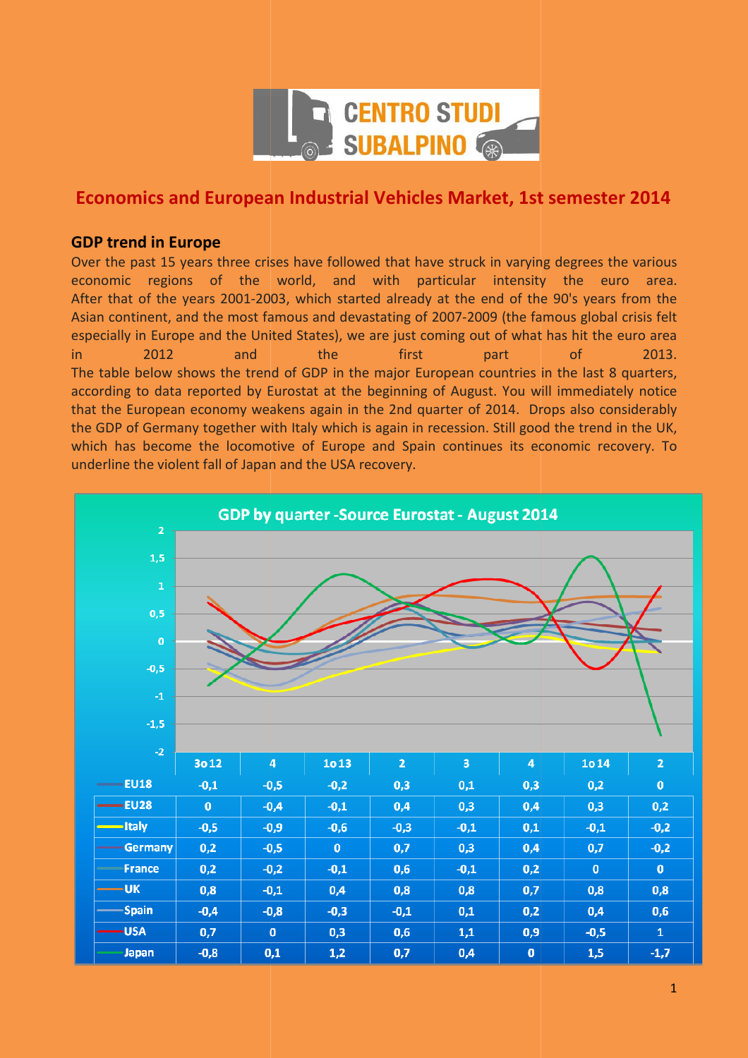CENTRO STUDI SUBALPINO

# Economics and European Industrial Vehicles Market, 1st semester 2014

## GDP trend in Europe

Over the past 15 years three crises have followed that have struck in varying degrees the various economic regions of the world, and with particular intensity the euro area. After that of the years 2001-2003, which started already at the end of the 90's years from the Asian continent, and the most famous and devastating of 2007-2009 (the famous global crisis felt especially in Europe and the United States), we are just coming out of what has hit the euro area in 2012 and the first part of 2013.
The table below shows the trend of GDP in the major European countries in the last 8 quarters, according to data reported by Eurostat at the beginning of August. You will immediately notice that the European economy weakens again in the 2nd quarter of 2014. Drops also considerably the GDP of Germany together with Italy which is again in recession. Still good the trend in the UK, which has become the locomotive of Europe and Spain continues its economic recovery. To underline the violent fall of Japan and the USA recovery.

**GDP by quarter -Source Eurostat - August 2014**

| | 3o12 | 4 | 1o13 | 2 | 3 | 4 | 1o14 | 2 |
|---|---|---|---|---|---|---|---|---|
| EU18 | -0,1 | -0,5 | -0,2 | 0,3 | 0,1 | 0,3 | 0,2 | 0 |
| EU28 | 0 | -0,4 | -0,1 | 0,4 | 0,3 | 0,4 | 0,3 | 0,2 |
| Italy | -0,5 | -0,9 | -0,6 | -0,3 | -0,1 | 0,1 | -0,1 | -0,2 |
| Germany | 0,2 | -0,5 | 0 | 0,7 | 0,3 | 0,4 | 0,7 | -0,2 |
| France | 0,2 | -0,2 | -0,1 | 0,6 | -0,1 | 0,2 | 0 | 0 |
| UK | 0,8 | -0,1 | 0,4 | 0,8 | 0,8 | 0,7 | 0,8 | 0,8 |
| Spain | -0,4 | -0,8 | -0,3 | -0,1 | 0,1 | 0,2 | 0,4 | 0,6 |
| USA | 0,7 | 0 | 0,3 | 0,6 | 1,1 | 0,9 | -0,5 | 1 |
| Japan | -0,8 | 0,1 | 1,2 | 0,7 | 0,4 | 0 | 1,5 | -1,7 |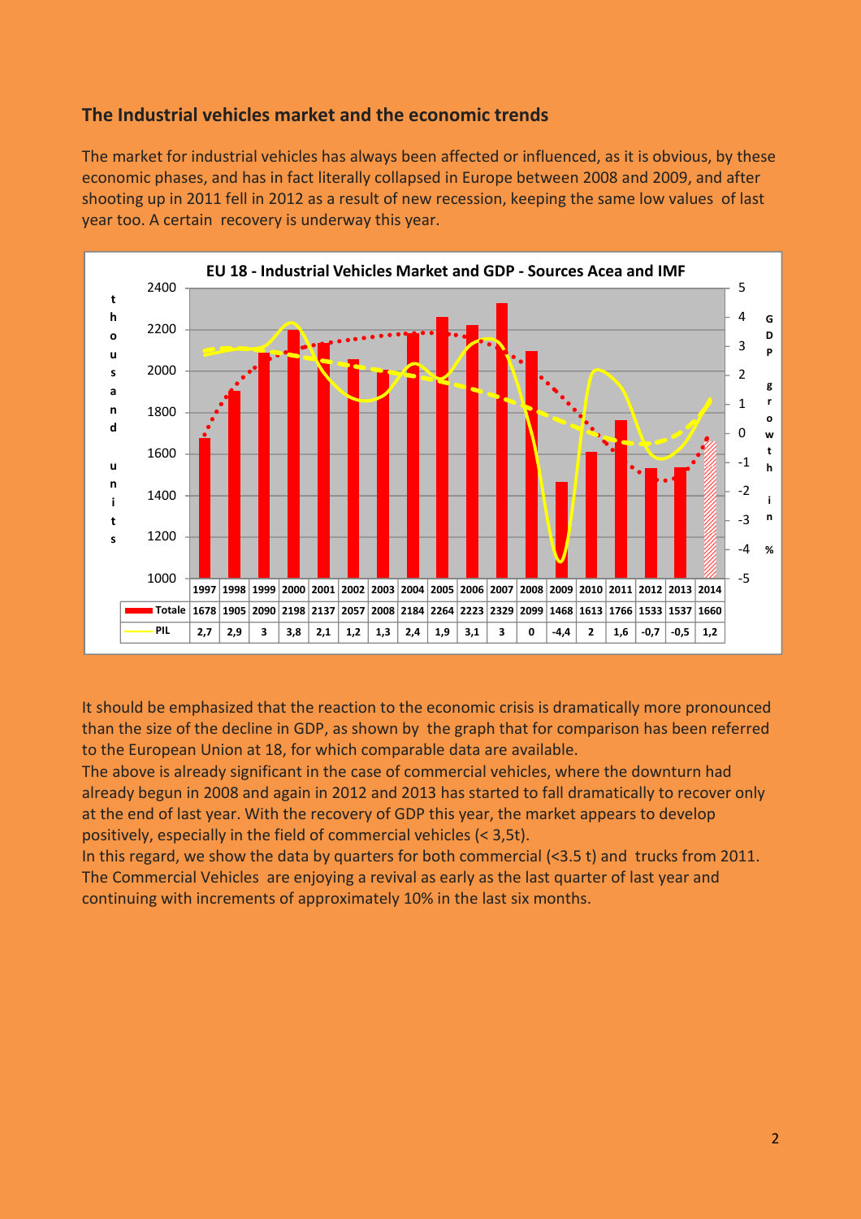## The Industrial vehicles market and the economic trends

The market for industrial vehicles has always been affected or influenced, as it is obvious, by these economic phases, and has in fact literally collapsed in Europe between 2008 and 2009, and after shooting up in 2011 fell in 2012 as a result of new recession, keeping the same low values of last year too. A certain recovery is underway this year.

**EU 18 - Industrial Vehicles Market and GDP - Sources Acea and IMF**

| | 1997 | 1998 | 1999 | 2000 | 2001 | 2002 | 2003 | 2004 | 2005 | 2006 | 2007 | 2008 | 2009 | 2010 | 2011 | 2012 | 2013 | 2014 |
|---|---|---|---|---|---|---|---|---|---|---|---|---|---|---|---|---|---|---|
| Totale | 1678 | 1905 | 2090 | 2198 | 2137 | 2057 | 2008 | 2184 | 2264 | 2223 | 2329 | 2099 | 1468 | 1613 | 1766 | 1533 | 1537 | 1660 |
| PIL | 2,7 | 2,9 | 3 | 3,8 | 2,1 | 1,2 | 1,3 | 2,4 | 1,9 | 3,1 | 3 | 0 | -4,4 | 2 | 1,6 | -0,7 | -0,5 | 1,2 |

It should be emphasized that the reaction to the economic crisis is dramatically more pronounced than the size of the decline in GDP, as shown by the graph that for comparison has been referred to the European Union at 18, for which comparable data are available.
The above is already significant in the case of commercial vehicles, where the downturn had already begun in 2008 and again in 2012 and 2013 has started to fall dramatically to recover only at the end of last year. With the recovery of GDP this year, the market appears to develop positively, especially in the field of commercial vehicles (< 3,5t).
In this regard, we show the data by quarters for both commercial (<3.5 t) and trucks from 2011. The Commercial Vehicles are enjoying a revival as early as the last quarter of last year and continuing with increments of approximately 10% in the last six months.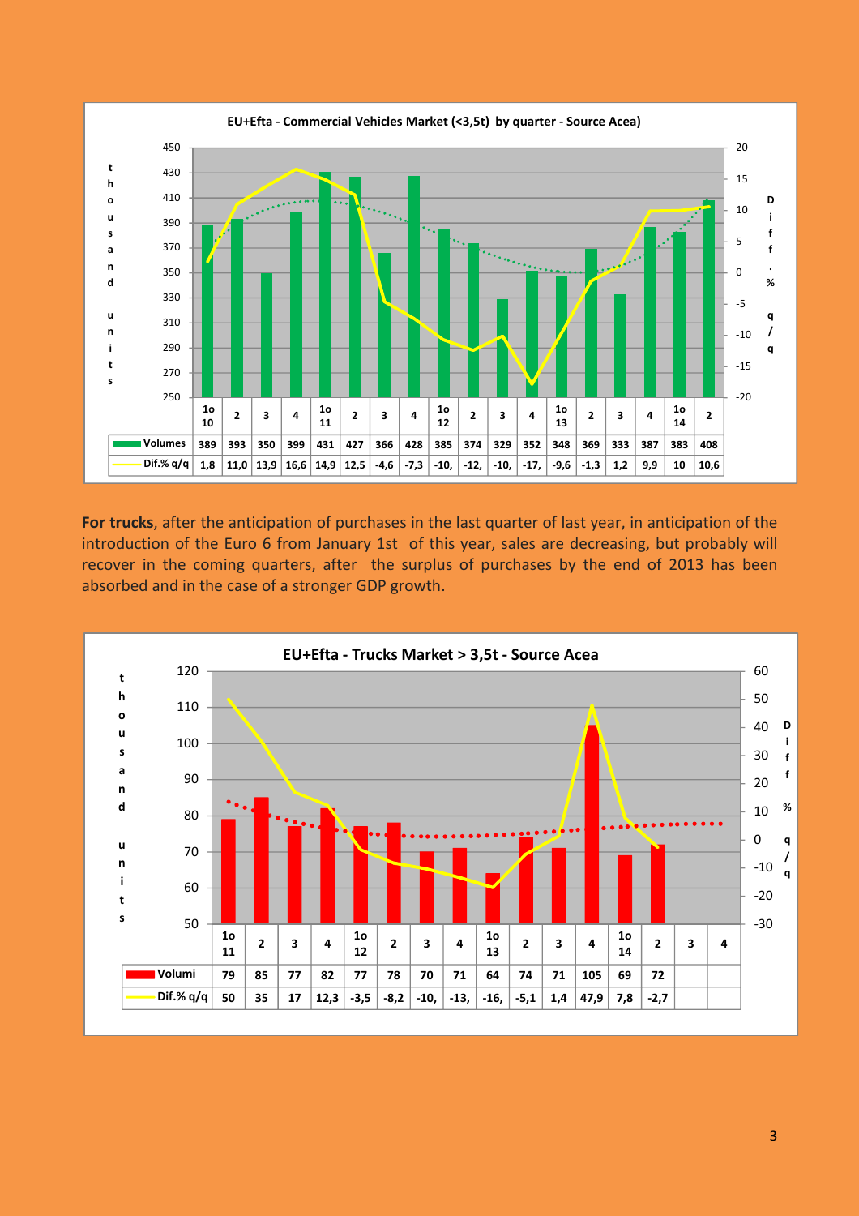**EU+Efta - Commercial Vehicles Market (<3,5t) by quarter - Source Acea)**

| | 1o 10 | 2 | 3 | 4 | 1o 11 | 2 | 3 | 4 | 1o 12 | 2 | 3 | 4 | 1o 13 | 2 | 3 | 4 | 1o 14 | 2 |
|---|---|---|---|---|---|---|---|---|---|---|---|---|---|---|---|---|---|---|
| Volumes | 389 | 393 | 350 | 399 | 431 | 427 | 366 | 428 | 385 | 374 | 329 | 352 | 348 | 369 | 333 | 387 | 383 | 408 |
| Dif.% q/q | 1,8 | 11,0 | 13,9 | 16,6 | 14,9 | 12,5 | -4,6 | -7,3 | -10, | -12, | -10, | -17, | -9,6 | -1,3 | 1,2 | 9,9 | 10 | 10,6 |

**For trucks**, after the anticipation of purchases in the last quarter of last year, in anticipation of the introduction of the Euro 6 from January 1st of this year, sales are decreasing, but probably will recover in the coming quarters, after the surplus of purchases by the end of 2013 has been absorbed and in the case of a stronger GDP growth.

**EU+Efta - Trucks Market > 3,5t - Source Acea**

| | 1o 11 | 2 | 3 | 4 | 1o 12 | 2 | 3 | 4 | 1o 13 | 2 | 3 | 4 | 1o 14 | 2 | 3 | 4 |
|---|---|---|---|---|---|---|---|---|---|---|---|---|---|---|---|---|
| Volumi | 79 | 85 | 77 | 82 | 77 | 78 | 70 | 71 | 64 | 74 | 71 | 105 | 69 | 72 | | |
| Dif.% q/q | 50 | 35 | 17 | 12,3 | -3,5 | -8,2 | -10, | -13, | -16, | -5,1 | 1,4 | 47,9 | 7,8 | -2,7 | | |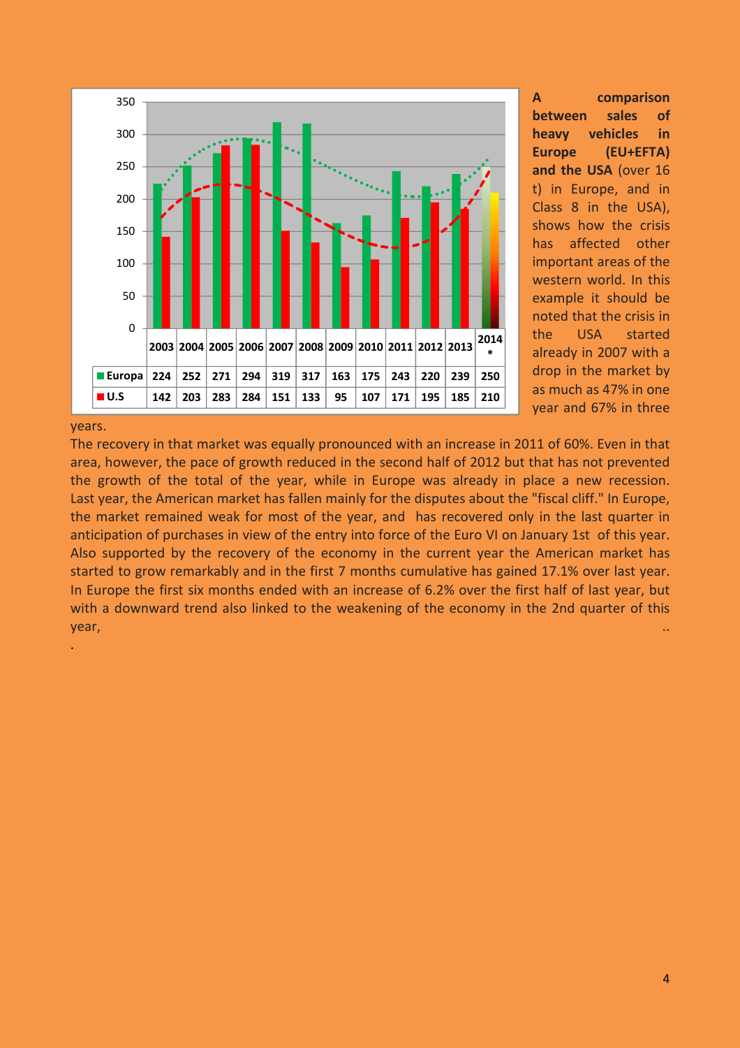| | 2003 | 2004 | 2005 | 2006 | 2007 | 2008 | 2009 | 2010 | 2011 | 2012 | 2013 | 2014 * |
|---|---|---|---|---|---|---|---|---|---|---|---|---|
| Europa | 224 | 252 | 271 | 294 | 319 | 317 | 163 | 175 | 243 | 220 | 239 | 250 |
| U.S | 142 | 203 | 283 | 284 | 151 | 133 | 95 | 107 | 171 | 195 | 185 | 210 |

**A comparison between sales of heavy vehicles in Europe (EU+EFTA) and the USA** (over 16 t) in Europe, and in Class 8 in the USA), shows how the crisis has affected other important areas of the western world. In this example it should be noted that the crisis in the USA started already in 2007 with a drop in the market by as much as 47% in one year and 67% in three years.

The recovery in that market was equally pronounced with an increase in 2011 of 60%. Even in that area, however, the pace of growth reduced in the second half of 2012 but that has not prevented the growth of the total of the year, while in Europe was already in place a new recession. Last year, the American market has fallen mainly for the disputes about the "fiscal cliff." In Europe, the market remained weak for most of the year, and has recovered only in the last quarter in anticipation of purchases in view of the entry into force of the Euro VI on January 1st of this year. Also supported by the recovery of the economy in the current year the American market has started to grow remarkably and in the first 7 months cumulative has gained 17.1% over last year. In Europe the first six months ended with an increase of 6.2% over the first half of last year, but with a downward trend also linked to the weakening of the economy in the 2nd quarter of this year, ..

.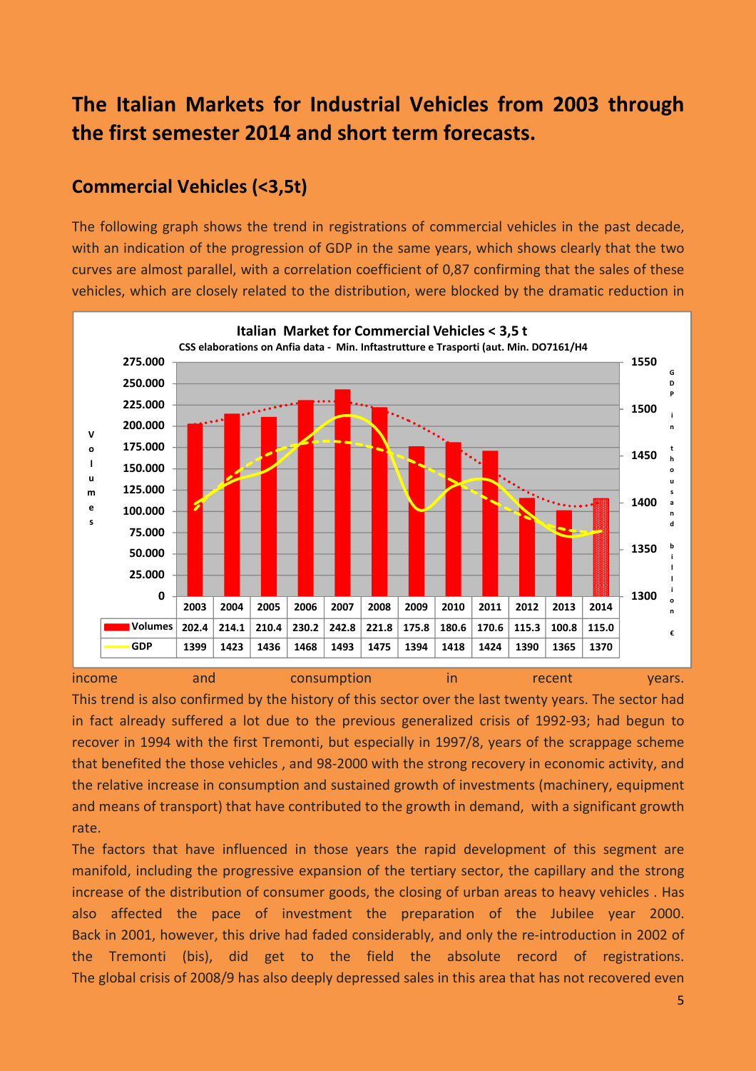## The Italian Markets for Industrial Vehicles from 2003 through the first semester 2014 and short term forecasts.

### Commercial Vehicles (<3,5t)

The following graph shows the trend in registrations of commercial vehicles in the past decade, with an indication of the progression of GDP in the same years, which shows clearly that the two curves are almost parallel, with a correlation coefficient of 0,87 confirming that the sales of these vehicles, which are closely related to the distribution, were blocked by the dramatic reduction in

**Italian Market for Commercial Vehicles < 3,5 t**

CSS elaborations on Anfia data - Min. Inftastrutture e Trasporti (aut. Min. DO7161/H4

| | 2003 | 2004 | 2005 | 2006 | 2007 | 2008 | 2009 | 2010 | 2011 | 2012 | 2013 | 2014 |
|---|---|---|---|---|---|---|---|---|---|---|---|---|
| Volumes | 202.4 | 214.1 | 210.4 | 230.2 | 242.8 | 221.8 | 175.8 | 180.6 | 170.6 | 115.3 | 100.8 | 115.0 |
| GDP | 1399 | 1423 | 1436 | 1468 | 1493 | 1475 | 1394 | 1418 | 1424 | 1390 | 1365 | 1370 |

income and consumption in recent years.
This trend is also confirmed by the history of this sector over the last twenty years. The sector had in fact already suffered a lot due to the previous generalized crisis of 1992-93; had begun to recover in 1994 with the first Tremonti, but especially in 1997/8, years of the scrappage scheme that benefited the those vehicles , and 98-2000 with the strong recovery in economic activity, and the relative increase in consumption and sustained growth of investments (machinery, equipment and means of transport) that have contributed to the growth in demand, with a significant growth rate.
The factors that have influenced in those years the rapid development of this segment are manifold, including the progressive expansion of the tertiary sector, the capillary and the strong increase of the distribution of consumer goods, the closing of urban areas to heavy vehicles . Has also affected the pace of investment the preparation of the Jubilee year 2000. Back in 2001, however, this drive had faded considerably, and only the re-introduction in 2002 of the Tremonti (bis), did get to the field the absolute record of registrations. The global crisis of 2008/9 has also deeply depressed sales in this area that has not recovered even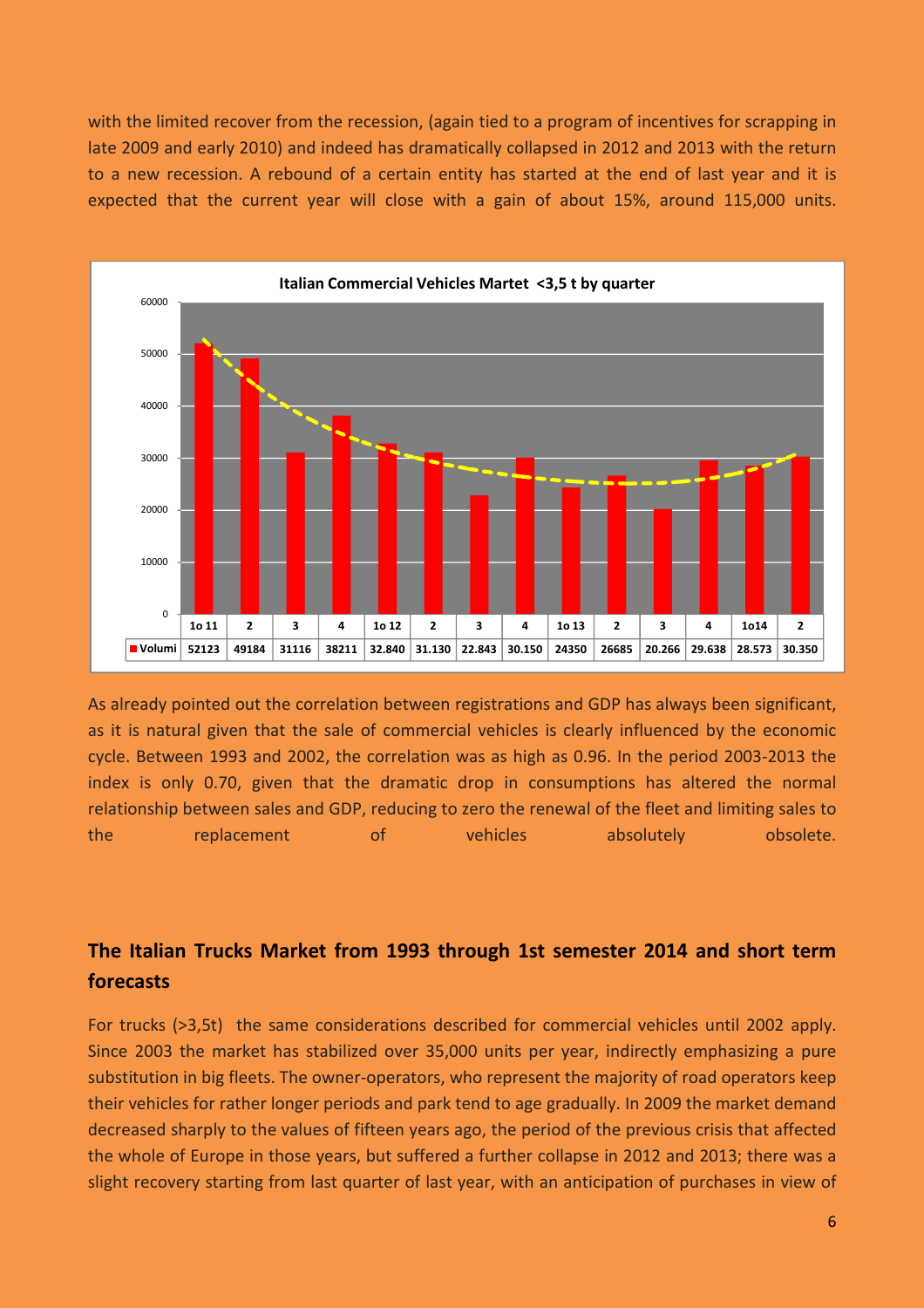with the limited recover from the recession, (again tied to a program of incentives for scrapping in late 2009 and early 2010) and indeed has dramatically collapsed in 2012 and 2013 with the return to a new recession. A rebound of a certain entity has started at the end of last year and it is expected that the current year will close with a gain of about 15%, around 115,000 units.

**Italian Commercial Vehicles Martet <3,5 t by quarter**

| | 1o 11 | 2 | 3 | 4 | 1o 12 | 2 | 3 | 4 | 1o 13 | 2 | 3 | 4 | 1o14 | 2 |
|---|---|---|---|---|---|---|---|---|---|---|---|---|---|---|
| Volumi | 52123 | 49184 | 31116 | 38211 | 32.840 | 31.130 | 22.843 | 30.150 | 24350 | 26685 | 20.266 | 29.638 | 28.573 | 30.350 |

As already pointed out the correlation between registrations and GDP has always been significant, as it is natural given that the sale of commercial vehicles is clearly influenced by the economic cycle. Between 1993 and 2002, the correlation was as high as 0.96. In the period 2003-2013 the index is only 0.70, given that the dramatic drop in consumptions has altered the normal relationship between sales and GDP, reducing to zero the renewal of the fleet and limiting sales to the replacement of vehicles absolutely obsolete.

## The Italian Trucks Market from 1993 through 1st semester 2014 and short term forecasts

For trucks (>3,5t) the same considerations described for commercial vehicles until 2002 apply. Since 2003 the market has stabilized over 35,000 units per year, indirectly emphasizing a pure substitution in big fleets. The owner-operators, who represent the majority of road operators keep their vehicles for rather longer periods and park tend to age gradually. In 2009 the market demand decreased sharply to the values of fifteen years ago, the period of the previous crisis that affected the whole of Europe in those years, but suffered a further collapse in 2012 and 2013; there was a slight recovery starting from last quarter of last year, with an anticipation of purchases in view of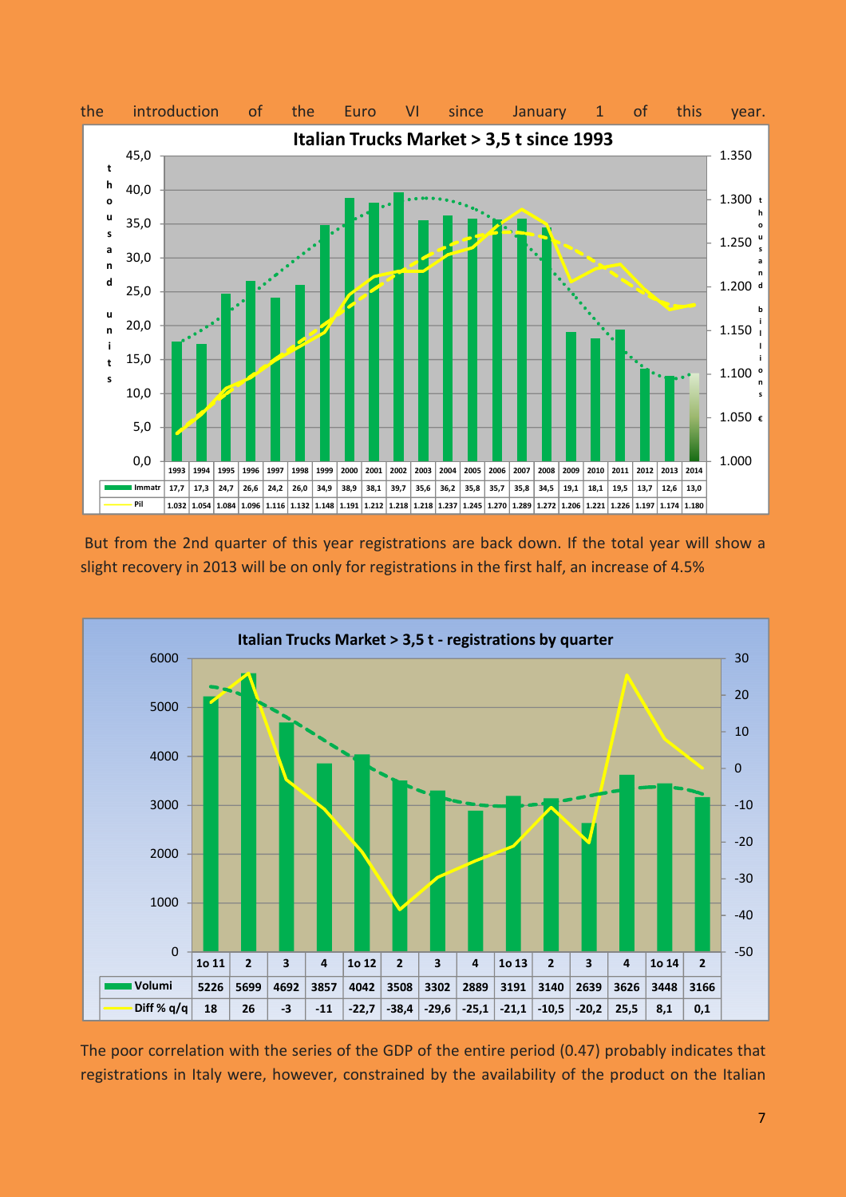the introduction of the Euro VI since January 1 of this year.

**Italian Trucks Market > 3,5 t since 1993**

| | 1993 | 1994 | 1995 | 1996 | 1997 | 1998 | 1999 | 2000 | 2001 | 2002 | 2003 | 2004 | 2005 | 2006 | 2007 | 2008 | 2009 | 2010 | 2011 | 2012 | 2013 | 2014 |
|---|---|---|---|---|---|---|---|---|---|---|---|---|---|---|---|---|---|---|---|---|---|---|
| Immatr | 17,7 | 17,3 | 24,7 | 26,6 | 24,2 | 26,0 | 34,9 | 38,9 | 38,1 | 39,7 | 35,6 | 36,2 | 35,8 | 35,7 | 35,8 | 34,5 | 19,1 | 18,1 | 19,5 | 13,7 | 12,6 | 13,0 |
| Pil | 1.032 | 1.054 | 1.084 | 1.096 | 1.116 | 1.132 | 1.148 | 1.191 | 1.212 | 1.218 | 1.218 | 1.237 | 1.245 | 1.270 | 1.289 | 1.272 | 1.206 | 1.221 | 1.226 | 1.197 | 1.174 | 1.180 |

But from the 2nd quarter of this year registrations are back down. If the total year will show a slight recovery in 2013 will be on only for registrations in the first half, an increase of 4.5%

**Italian Trucks Market > 3,5 t - registrations by quarter**

| | 1o 11 | 2 | 3 | 4 | 1o 12 | 2 | 3 | 4 | 1o 13 | 2 | 3 | 4 | 1o 14 | 2 |
|---|---|---|---|---|---|---|---|---|---|---|---|---|---|---|
| Volumi | 5226 | 5699 | 4692 | 3857 | 4042 | 3508 | 3302 | 2889 | 3191 | 3140 | 2639 | 3626 | 3448 | 3166 |
| Diff % q/q | 18 | 26 | -3 | -11 | -22,7 | -38,4 | -29,6 | -25,1 | -21,1 | -10,5 | -20,2 | 25,5 | 8,1 | 0,1 |

The poor correlation with the series of the GDP of the entire period (0.47) probably indicates that registrations in Italy were, however, constrained by the availability of the product on the Italian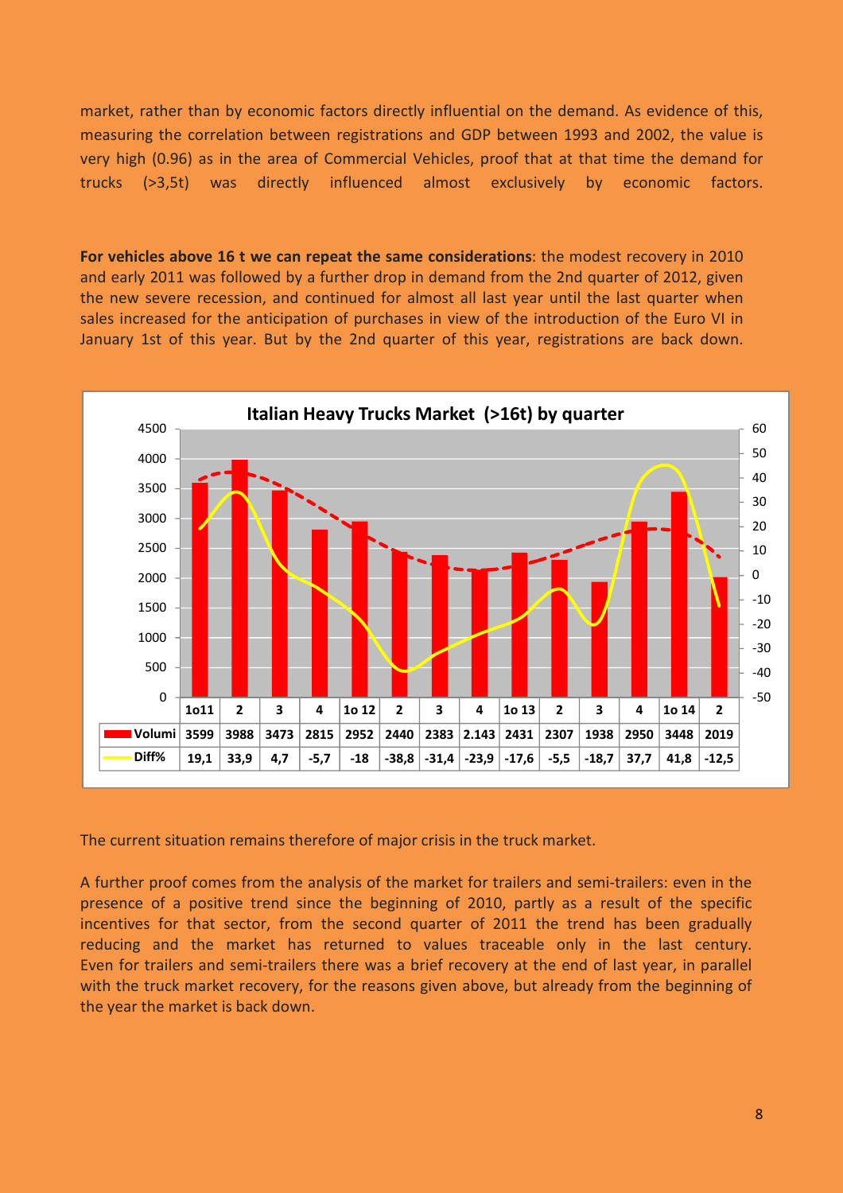market, rather than by economic factors directly influential on the demand. As evidence of this, measuring the correlation between registrations and GDP between 1993 and 2002, the value is very high (0.96) as in the area of Commercial Vehicles, proof that at that time the demand for trucks (>3,5t) was directly influenced almost exclusively by economic factors.

**For vehicles above 16 t we can repeat the same considerations**: the modest recovery in 2010 and early 2011 was followed by a further drop in demand from the 2nd quarter of 2012, given the new severe recession, and continued for almost all last year until the last quarter when sales increased for the anticipation of purchases in view of the introduction of the Euro VI in January 1st of this year. But by the 2nd quarter of this year, registrations are back down.

**Italian Heavy Trucks Market (>16t) by quarter**

| | 1o11 | 2 | 3 | 4 | 1o 12 | 2 | 3 | 4 | 1o 13 | 2 | 3 | 4 | 1o 14 | 2 |
|---|---|---|---|---|---|---|---|---|---|---|---|---|---|---|
| Volumi | 3599 | 3988 | 3473 | 2815 | 2952 | 2440 | 2383 | 2.143 | 2431 | 2307 | 1938 | 2950 | 3448 | 2019 |
| Diff% | 19,1 | 33,9 | 4,7 | -5,7 | -18 | -38,8 | -31,4 | -23,9 | -17,6 | -5,5 | -18,7 | 37,7 | 41,8 | -12,5 |

The current situation remains therefore of major crisis in the truck market.

A further proof comes from the analysis of the market for trailers and semi-trailers: even in the presence of a positive trend since the beginning of 2010, partly as a result of the specific incentives for that sector, from the second quarter of 2011 the trend has been gradually reducing and the market has returned to values traceable only in the last century. Even for trailers and semi-trailers there was a brief recovery at the end of last year, in parallel with the truck market recovery, for the reasons given above, but already from the beginning of the year the market is back down.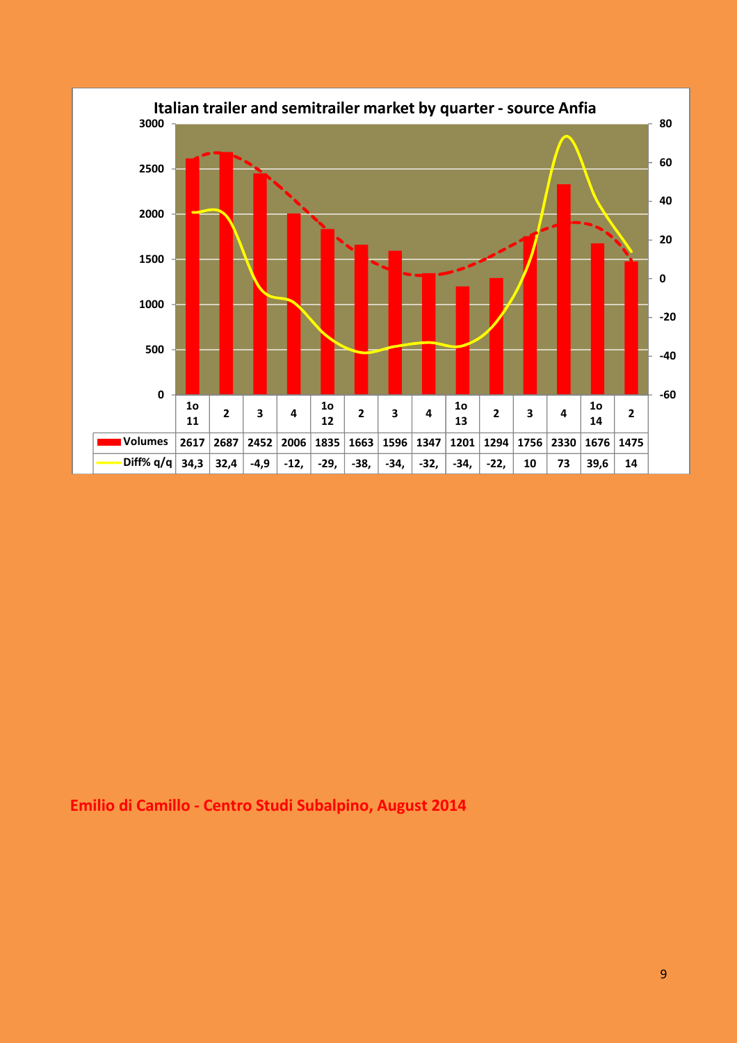Italian trailer and semitrailer market by quarter - source Anfia

3000
2500
2000
1500
1000
500
0

80
60
40
20
0
-20
-40
-60

| | 1o 11 | 2 | 3 | 4 | 1o 12 | 2 | 3 | 4 | 1o 13 | 2 | 3 | 4 | 1o 14 | 2 |
|---|---|---|---|---|---|---|---|---|---|---|---|---|---|---|
| Volumes | 2617 | 2687 | 2452 | 2006 | 1835 | 1663 | 1596 | 1347 | 1201 | 1294 | 1756 | 2330 | 1676 | 1475 |
| Diff% q/q | 34,3 | 32,4 | -4,9 | -12, | -29, | -38, | -34, | -32, | -34, | -22, | 10 | 73 | 39,6 | 14 |

**Emilio di Camillo - Centro Studi Subalpino, August 2014**